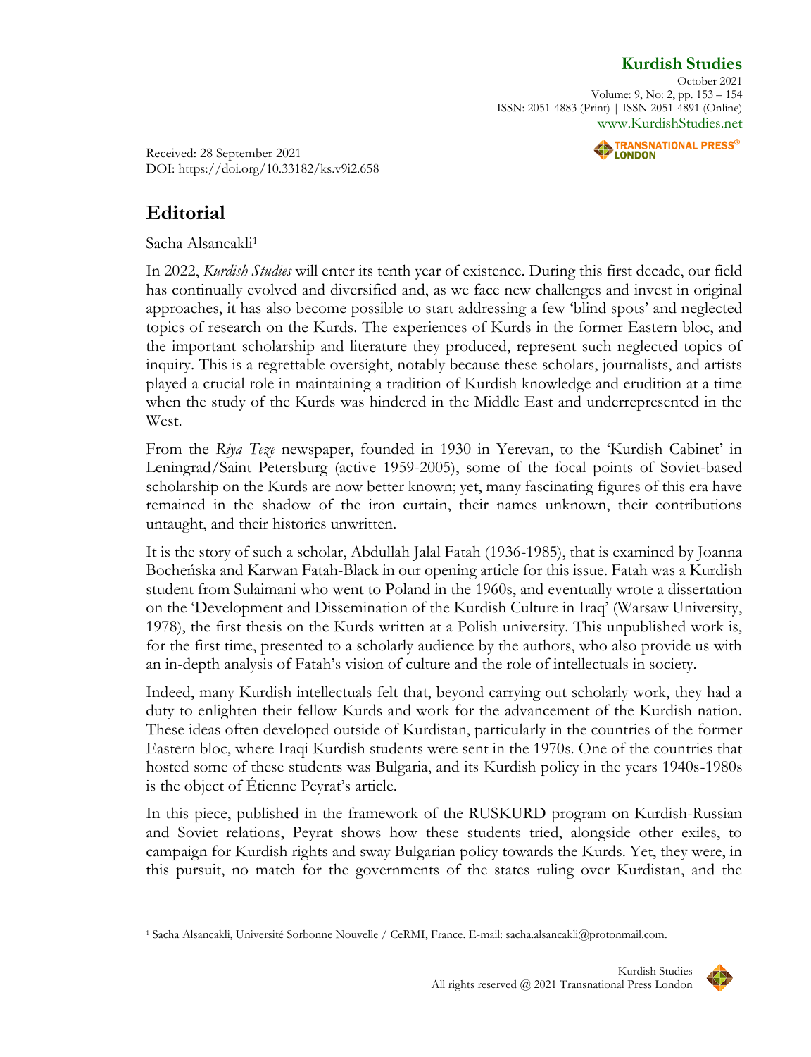Received: 28 September 2021
DOI: https://doi.org/10.33182/ks.v9i2.658

# Editorial

Sacha Alsancakli[1]

In 2022, *Kurdish Studies* will enter its tenth year of existence. During this first decade, our field has continually evolved and diversified and, as we face new challenges and invest in original approaches, it has also become possible to start addressing a few 'blind spots' and neglected topics of research on the Kurds. The experiences of Kurds in the former Eastern bloc, and the important scholarship and literature they produced, represent such neglected topics of inquiry. This is a regrettable oversight, notably because these scholars, journalists, and artists played a crucial role in maintaining a tradition of Kurdish knowledge and erudition at a time when the study of the Kurds was hindered in the Middle East and underrepresented in the West.

From the *Riya Teze* newspaper, founded in 1930 in Yerevan, to the 'Kurdish Cabinet' in Leningrad/Saint Petersburg (active 1959-2005), some of the focal points of Soviet-based scholarship on the Kurds are now better known; yet, many fascinating figures of this era have remained in the shadow of the iron curtain, their names unknown, their contributions untaught, and their histories unwritten.

It is the story of such a scholar, Abdullah Jalal Fatah (1936-1985), that is examined by Joanna Bocheńska and Karwan Fatah-Black in our opening article for this issue. Fatah was a Kurdish student from Sulaimani who went to Poland in the 1960s, and eventually wrote a dissertation on the 'Development and Dissemination of the Kurdish Culture in Iraq' (Warsaw University, 1978), the first thesis on the Kurds written at a Polish university. This unpublished work is, for the first time, presented to a scholarly audience by the authors, who also provide us with an in-depth analysis of Fatah's vision of culture and the role of intellectuals in society.

Indeed, many Kurdish intellectuals felt that, beyond carrying out scholarly work, they had a duty to enlighten their fellow Kurds and work for the advancement of the Kurdish nation. These ideas often developed outside of Kurdistan, particularly in the countries of the former Eastern bloc, where Iraqi Kurdish students were sent in the 1970s. One of the countries that hosted some of these students was Bulgaria, and its Kurdish policy in the years 1940s-1980s is the object of Étienne Peyrat's article.

In this piece, published in the framework of the RUSKURD program on Kurdish-Russian and Soviet relations, Peyrat shows how these students tried, alongside other exiles, to campaign for Kurdish rights and sway Bulgarian policy towards the Kurds. Yet, they were, in this pursuit, no match for the governments of the states ruling over Kurdistan, and the

[1] Sacha Alsancakli, Université Sorbonne Nouvelle / CeRMI, France. E-mail: sacha.alsancakli@protonmail.com.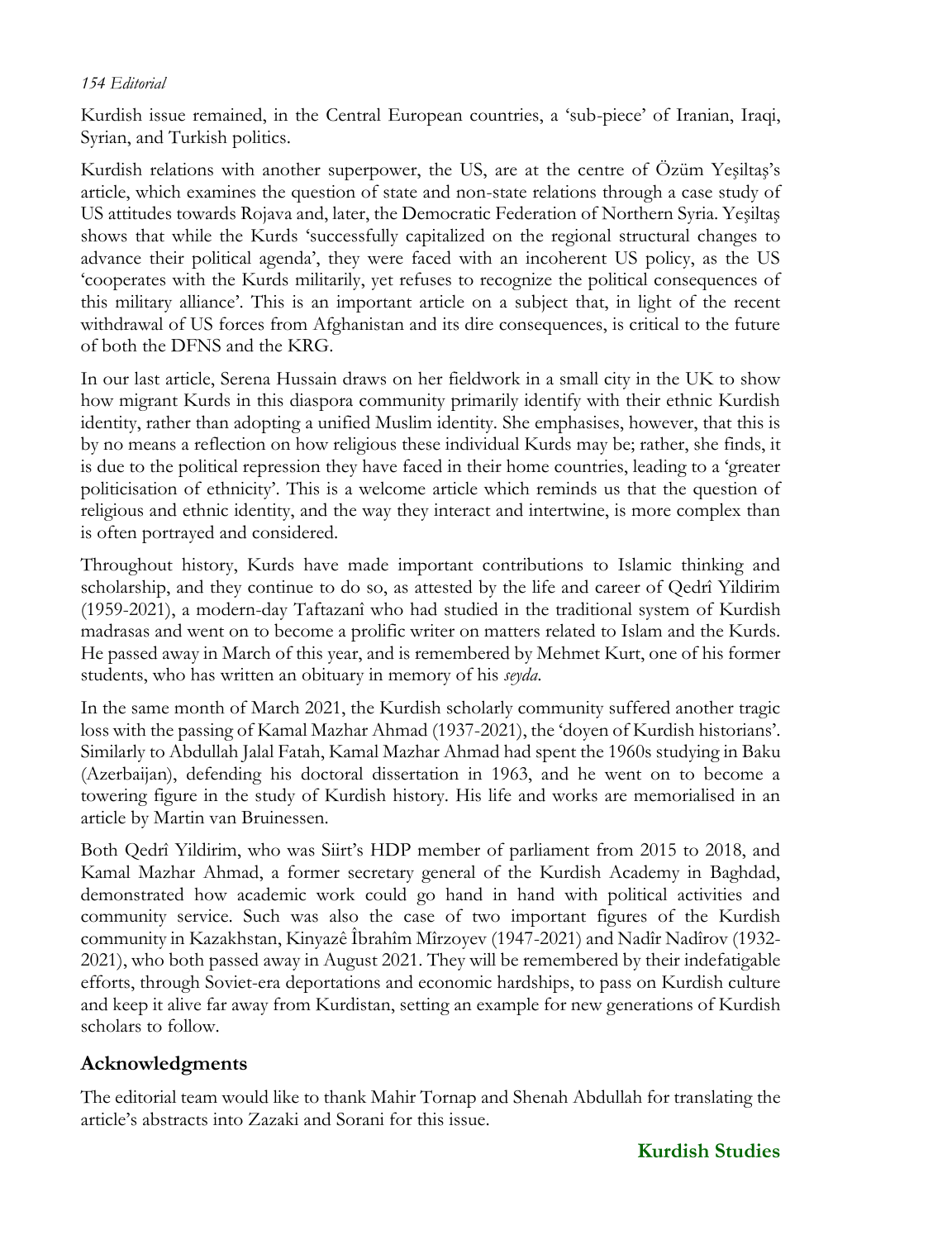Kurdish issue remained, in the Central European countries, a 'sub-piece' of Iranian, Iraqi, Syrian, and Turkish politics.

Kurdish relations with another superpower, the US, are at the centre of Özüm Yeşiltaş's article, which examines the question of state and non-state relations through a case study of US attitudes towards Rojava and, later, the Democratic Federation of Northern Syria. Yeşiltaş shows that while the Kurds 'successfully capitalized on the regional structural changes to advance their political agenda', they were faced with an incoherent US policy, as the US 'cooperates with the Kurds militarily, yet refuses to recognize the political consequences of this military alliance'. This is an important article on a subject that, in light of the recent withdrawal of US forces from Afghanistan and its dire consequences, is critical to the future of both the DFNS and the KRG.

In our last article, Serena Hussain draws on her fieldwork in a small city in the UK to show how migrant Kurds in this diaspora community primarily identify with their ethnic Kurdish identity, rather than adopting a unified Muslim identity. She emphasises, however, that this is by no means a reflection on how religious these individual Kurds may be; rather, she finds, it is due to the political repression they have faced in their home countries, leading to a 'greater politicisation of ethnicity'. This is a welcome article which reminds us that the question of religious and ethnic identity, and the way they interact and intertwine, is more complex than is often portrayed and considered.

Throughout history, Kurds have made important contributions to Islamic thinking and scholarship, and they continue to do so, as attested by the life and career of Qedrî Yildirim (1959-2021), a modern-day Taftazanî who had studied in the traditional system of Kurdish madrasas and went on to become a prolific writer on matters related to Islam and the Kurds. He passed away in March of this year, and is remembered by Mehmet Kurt, one of his former students, who has written an obituary in memory of his *seyda*.

In the same month of March 2021, the Kurdish scholarly community suffered another tragic loss with the passing of Kamal Mazhar Ahmad (1937-2021), the 'doyen of Kurdish historians'. Similarly to Abdullah Jalal Fatah, Kamal Mazhar Ahmad had spent the 1960s studying in Baku (Azerbaijan), defending his doctoral dissertation in 1963, and he went on to become a towering figure in the study of Kurdish history. His life and works are memorialised in an article by Martin van Bruinessen.

Both Qedrî Yildirim, who was Siirt's HDP member of parliament from 2015 to 2018, and Kamal Mazhar Ahmad, a former secretary general of the Kurdish Academy in Baghdad, demonstrated how academic work could go hand in hand with political activities and community service. Such was also the case of two important figures of the Kurdish community in Kazakhstan, Kinyazê Îbrahîm Mîrzoyev (1947-2021) and Nadîr Nadîrov (1932-2021), who both passed away in August 2021. They will be remembered by their indefatigable efforts, through Soviet-era deportations and economic hardships, to pass on Kurdish culture and keep it alive far away from Kurdistan, setting an example for new generations of Kurdish scholars to follow.

## Acknowledgments

The editorial team would like to thank Mahir Tornap and Shenah Abdullah for translating the article's abstracts into Zazaki and Sorani for this issue.

**Kurdish Studies**